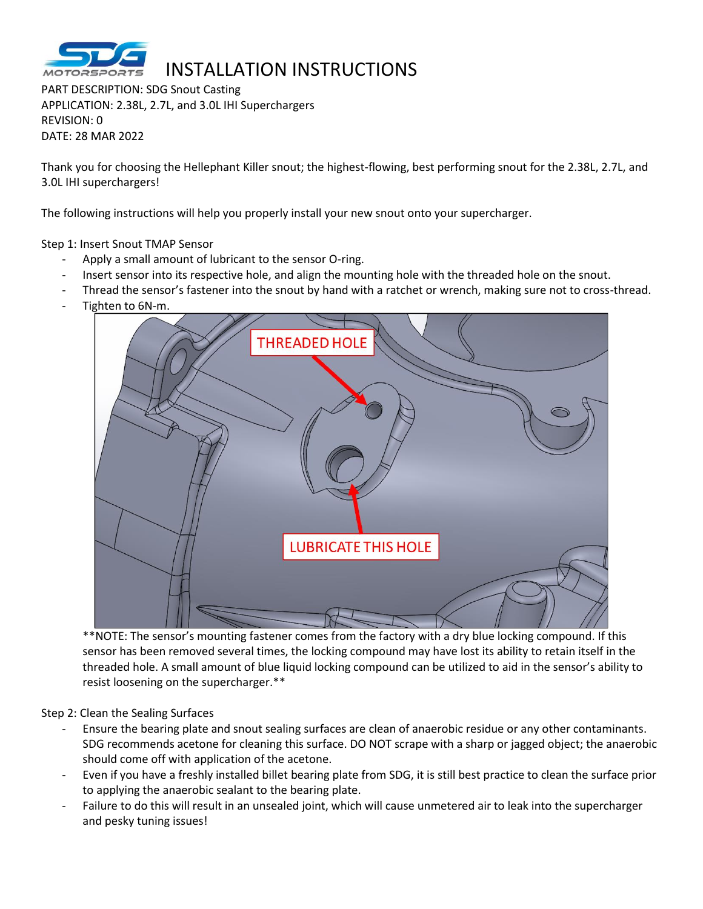# INSTALLATION INSTRUCTIONS

PART DESCRIPTION: SDG Snout Casting
APPLICATION: 2.38L, 2.7L, and 3.0L IHI Superchargers
REVISION: 0
DATE: 28 MAR 2022

Thank you for choosing the Hellephant Killer snout; the highest-flowing, best performing snout for the 2.38L, 2.7L, and 3.0L IHI superchargers!

The following instructions will help you properly install your new snout onto your supercharger.

Step 1: Insert Snout TMAP Sensor

- Apply a small amount of lubricant to the sensor O-ring.
- Insert sensor into its respective hole, and align the mounting hole with the threaded hole on the snout.
- Thread the sensor's fastener into the snout by hand with a ratchet or wrench, making sure not to cross-thread.
- Tighten to 6N-m.

THREADED HOLE

LUBRICATE THIS HOLE

**NOTE: The sensor's mounting fastener comes from the factory with a dry blue locking compound. If this sensor has been removed several times, the locking compound may have lost its ability to retain itself in the threaded hole. A small amount of blue liquid locking compound can be utilized to aid in the sensor's ability to resist loosening on the supercharger.**

Step 2: Clean the Sealing Surfaces

- Ensure the bearing plate and snout sealing surfaces are clean of anaerobic residue or any other contaminants. SDG recommends acetone for cleaning this surface. DO NOT scrape with a sharp or jagged object; the anaerobic should come off with application of the acetone.
- Even if you have a freshly installed billet bearing plate from SDG, it is still best practice to clean the surface prior to applying the anaerobic sealant to the bearing plate.
- Failure to do this will result in an unsealed joint, which will cause unmetered air to leak into the supercharger and pesky tuning issues!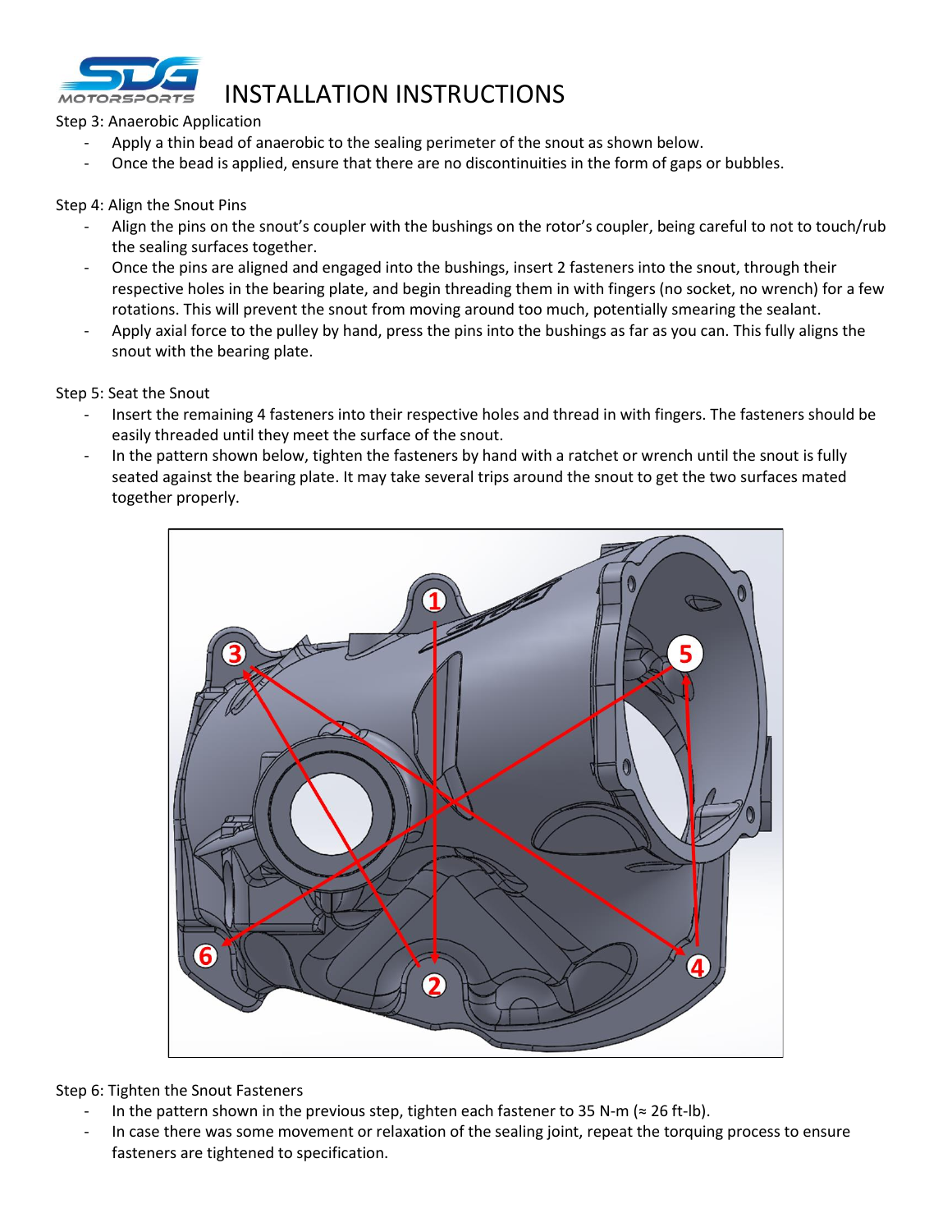Step 3: Anaerobic Application

- Apply a thin bead of anaerobic to the sealing perimeter of the snout as shown below.
- Once the bead is applied, ensure that there are no discontinuities in the form of gaps or bubbles.

Step 4: Align the Snout Pins

- Align the pins on the snout's coupler with the bushings on the rotor's coupler, being careful to not to touch/rub the sealing surfaces together.
- Once the pins are aligned and engaged into the bushings, insert 2 fasteners into the snout, through their respective holes in the bearing plate, and begin threading them in with fingers (no socket, no wrench) for a few rotations. This will prevent the snout from moving around too much, potentially smearing the sealant.
- Apply axial force to the pulley by hand, press the pins into the bushings as far as you can. This fully aligns the snout with the bearing plate.

Step 5: Seat the Snout

- Insert the remaining 4 fasteners into their respective holes and thread in with fingers. The fasteners should be easily threaded until they meet the surface of the snout.
- In the pattern shown below, tighten the fasteners by hand with a ratchet or wrench until the snout is fully seated against the bearing plate. It may take several trips around the snout to get the two surfaces mated together properly.

Step 6: Tighten the Snout Fasteners

- In the pattern shown in the previous step, tighten each fastener to 35 N-m (≈ 26 ft-lb).
- In case there was some movement or relaxation of the sealing joint, repeat the torquing process to ensure fasteners are tightened to specification.